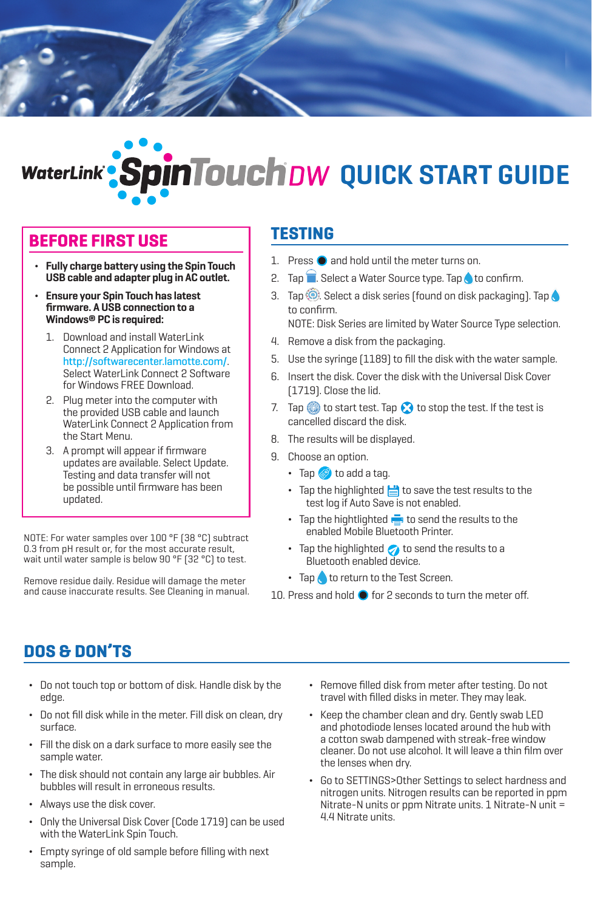# WaterLink® SpinTouch DW QUICK START GUIDE

## BEFORE FIRST USE

- **Fully charge battery using the Spin Touch USB cable and adapter plug in AC outlet.**
- **Ensure your Spin Touch has latest firmware. A USB connection to a Windows® PC is required:**
  1. Download and install WaterLink Connect 2 Application for Windows at http://softwarecenter.lamotte.com/. Select WaterLink Connect 2 Software for Windows FREE Download.
  2. Plug meter into the computer with the provided USB cable and launch WaterLink Connect 2 Application from the Start Menu.
  3. A prompt will appear if firmware updates are available. Select Update. Testing and data transfer will not be possible until firmware has been updated.

NOTE: For water samples over 100 °F (38 °C) subtract 0.3 from pH result or, for the most accurate result, wait until water sample is below 90 °F (32 °C) to test.

Remove residue daily. Residue will damage the meter and cause inaccurate results. See Cleaning in manual.

## TESTING

1. Press and hold until the meter turns on.
2. Tap . Select a Water Source type. Tap to confirm.
3. Tap . Select a disk series (found on disk packaging). Tap to confirm.
   NOTE: Disk Series are limited by Water Source Type selection.
4. Remove a disk from the packaging.
5. Use the syringe (1189) to fill the disk with the water sample.
6. Insert the disk. Cover the disk with the Universal Disk Cover (1719). Close the lid.
7. Tap to start test. Tap to stop the test. If the test is cancelled discard the disk.
8. The results will be displayed.
9. Choose an option.
   - Tap to add a tag.
   - Tap the highlighted to save the test results to the test log if Auto Save is not enabled.
   - Tap the hightlighted to send the results to the enabled Mobile Bluetooth Printer.
   - Tap the highlighted to send the results to a Bluetooth enabled device.
   - Tap to return to the Test Screen.
10. Press and hold for 2 seconds to turn the meter off.

## DOS & DON'TS

- Do not touch top or bottom of disk. Handle disk by the edge.
- Do not fill disk while in the meter. Fill disk on clean, dry surface.
- Fill the disk on a dark surface to more easily see the sample water.
- The disk should not contain any large air bubbles. Air bubbles will result in erroneous results.
- Always use the disk cover.
- Only the Universal Disk Cover (Code 1719) can be used with the WaterLink Spin Touch.
- Empty syringe of old sample before filling with next sample.
- Remove filled disk from meter after testing. Do not travel with filled disks in meter. They may leak.
- Keep the chamber clean and dry. Gently swab LED and photodiode lenses located around the hub with a cotton swab dampened with streak-free window cleaner. Do not use alcohol. It will leave a thin film over the lenses when dry.
- Go to SETTINGS>Other Settings to select hardness and nitrogen units. Nitrogen results can be reported in ppm Nitrate-N units or ppm Nitrate units. 1 Nitrate-N unit = 4.4 Nitrate units.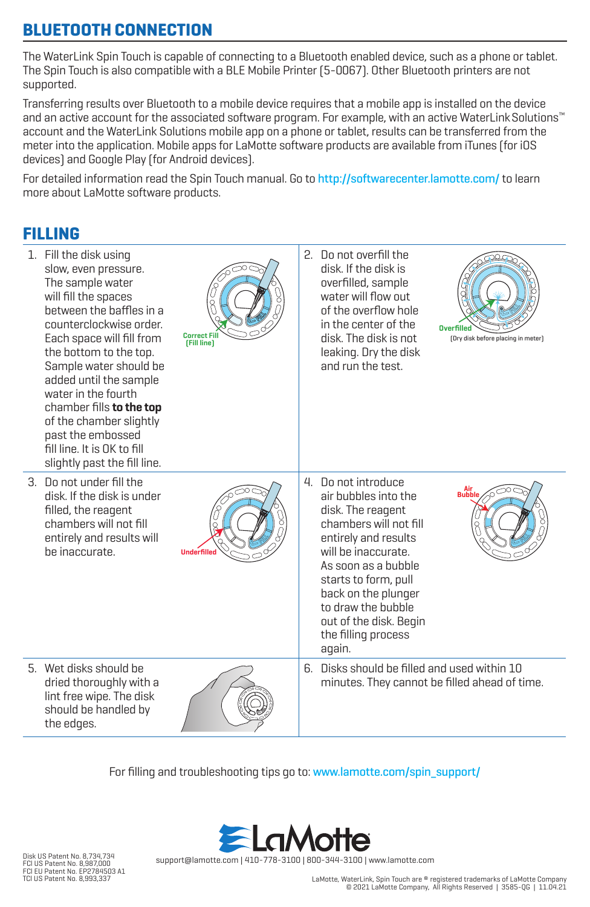## BLUETOOTH CONNECTION

The WaterLink Spin Touch is capable of connecting to a Bluetooth enabled device, such as a phone or tablet. The Spin Touch is also compatible with a BLE Mobile Printer (5-0067). Other Bluetooth printers are not supported.

Transferring results over Bluetooth to a mobile device requires that a mobile app is installed on the device and an active account for the associated software program. For example, with an active WaterLink Solutions™ account and the WaterLink Solutions mobile app on a phone or tablet, results can be transferred from the meter into the application. Mobile apps for LaMotte software products are available from iTunes (for iOS devices) and Google Play (for Android devices).

For detailed information read the Spin Touch manual. Go to http://softwarecenter.lamotte.com/ to learn more about LaMotte software products.

## FILLING

1. Fill the disk using slow, even pressure. The sample water will fill the spaces between the baffles in a counterclockwise order. Each space will fill from the bottom to the top. Sample water should be added until the sample water in the fourth chamber fills **to the top** of the chamber slightly past the embossed fill line. It is OK to fill slightly past the fill line.

Correct Fill (Fill line)

2. Do not overfill the disk. If the disk is overfilled, sample water will flow out of the overflow hole in the center of the disk. The disk is not leaking. Dry the disk and run the test.

Overfilled

(Dry disk before placing in meter)

3. Do not under fill the disk. If the disk is under filled, the reagent chambers will not fill entirely and results will be inaccurate.

Underfilled

4. Do not introduce air bubbles into the disk. The reagent chambers will not fill entirely and results will be inaccurate. As soon as a bubble starts to form, pull back on the plunger to draw the bubble out of the disk. Begin the filling process again.

Air Bubble

5. Wet disks should be dried thoroughly with a lint free wipe. The disk should be handled by the edges.

6. Disks should be filled and used within 10 minutes. They cannot be filled ahead of time.

For filling and troubleshooting tips go to: www.lamotte.com/spin_support/

LaMotte

support@lamotte.com | 410-778-3100 | 800-344-3100 | www.lamotte.com

Disk US Patent No. 8,734,734
FCI US Patent No. 8,987,000
FCI EU Patent No. EP2784503 A1
TCI US Patent No. 8,993,337

LaMotte, WaterLink, Spin Touch are ® registered trademarks of LaMotte Company
© 2021 LaMotte Company, All Rights Reserved | 3585-QG | 11.04.21